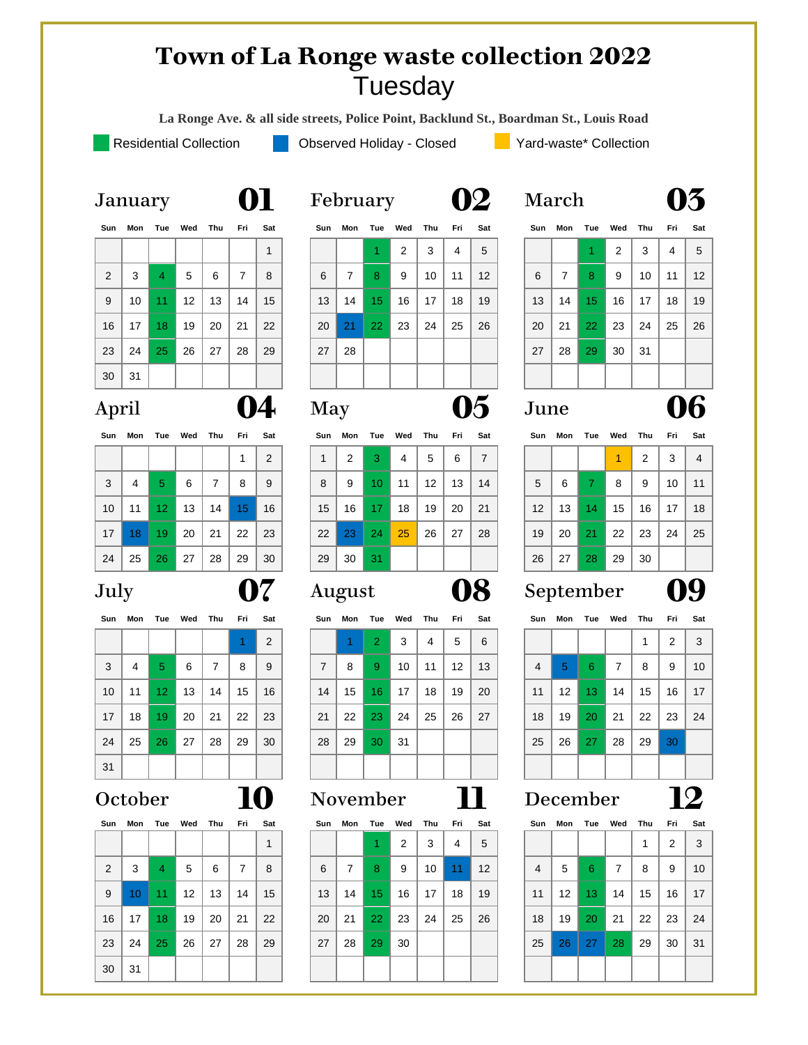# Town of La Ronge waste collection 2022

## Tuesday

**La Ronge Ave. & all side streets, Police Point, Backlund St., Boardman St., Louis Road**

- [R] Residential Collection
- [H] Observed Holiday - Closed
- [Y] Yard-waste* Collection

### January 01

| Sun | Mon | Tue | Wed | Thu | Fri | Sat |
|---|---|---|---|---|---|---|
| | | | | | | 1 |
| 2 | 3 | 4 [R] | 5 | 6 | 7 | 8 |
| 9 | 10 | 11 [R] | 12 | 13 | 14 | 15 |
| 16 | 17 | 18 [R] | 19 | 20 | 21 | 22 |
| 23 | 24 | 25 [R] | 26 | 27 | 28 | 29 |
| 30 | 31 | | | | | |

### February 02

| Sun | Mon | Tue | Wed | Thu | Fri | Sat |
|---|---|---|---|---|---|---|
| | | 1 [R] | 2 | 3 | 4 | 5 |
| 6 | 7 | 8 [R] | 9 | 10 | 11 | 12 |
| 13 | 14 | 15 [R] | 16 | 17 | 18 | 19 |
| 20 | 21 [H] | 22 [R] | 23 | 24 | 25 | 26 |
| 27 | 28 | | | | | |

### March 03

| Sun | Mon | Tue | Wed | Thu | Fri | Sat |
|---|---|---|---|---|---|---|
| | | 1 [R] | 2 | 3 | 4 | 5 |
| 6 | 7 | 8 [R] | 9 | 10 | 11 | 12 |
| 13 | 14 | 15 [R] | 16 | 17 | 18 | 19 |
| 20 | 21 | 22 [R] | 23 | 24 | 25 | 26 |
| 27 | 28 | 29 [R] | 30 | 31 | | |

### April 04

| Sun | Mon | Tue | Wed | Thu | Fri | Sat |
|---|---|---|---|---|---|---|
| | | | | | 1 | 2 |
| 3 | 4 | 5 [R] | 6 | 7 | 8 | 9 |
| 10 | 11 | 12 [R] | 13 | 14 | 15 [H] | 16 |
| 17 | 18 [H] | 19 [R] | 20 | 21 | 22 | 23 |
| 24 | 25 | 26 [R] | 27 | 28 | 29 | 30 |

### May 05

| Sun | Mon | Tue | Wed | Thu | Fri | Sat |
|---|---|---|---|---|---|---|
| 1 | 2 | 3 [R] | 4 | 5 | 6 | 7 |
| 8 | 9 | 10 [R] | 11 | 12 | 13 | 14 |
| 15 | 16 | 17 [R] | 18 | 19 | 20 | 21 |
| 22 | 23 [H] | 24 [R] | 25 [Y] | 26 | 27 | 28 |
| 29 | 30 | 31 [R] | | | | |

### June 06

| Sun | Mon | Tue | Wed | Thu | Fri | Sat |
|---|---|---|---|---|---|---|
| | | | 1 [Y] | 2 | 3 | 4 |
| 5 | 6 | 7 [R] | 8 | 9 | 10 | 11 |
| 12 | 13 | 14 [R] | 15 | 16 | 17 | 18 |
| 19 | 20 | 21 [R] | 22 | 23 | 24 | 25 |
| 26 | 27 | 28 [R] | 29 | 30 | | |

### July 07

| Sun | Mon | Tue | Wed | Thu | Fri | Sat |
|---|---|---|---|---|---|---|
| | | | | | 1 [H] | 2 |
| 3 | 4 | 5 [R] | 6 | 7 | 8 | 9 |
| 10 | 11 | 12 [R] | 13 | 14 | 15 | 16 |
| 17 | 18 | 19 [R] | 20 | 21 | 22 | 23 |
| 24 | 25 | 26 [R] | 27 | 28 | 29 | 30 |
| 31 | | | | | | |

### August 08

| Sun | Mon | Tue | Wed | Thu | Fri | Sat |
|---|---|---|---|---|---|---|
| | 1 [H] | 2 [R] | 3 | 4 | 5 | 6 |
| 7 | 8 | 9 [R] | 10 | 11 | 12 | 13 |
| 14 | 15 | 16 [R] | 17 | 18 | 19 | 20 |
| 21 | 22 | 23 [R] | 24 | 25 | 26 | 27 |
| 28 | 29 | 30 [R] | 31 | | | |

### September 09

| Sun | Mon | Tue | Wed | Thu | Fri | Sat |
|---|---|---|---|---|---|---|
| | | | | 1 | 2 | 3 |
| 4 | 5 [H] | 6 [R] | 7 | 8 | 9 | 10 |
| 11 | 12 | 13 [R] | 14 | 15 | 16 | 17 |
| 18 | 19 | 20 [R] | 21 | 22 | 23 | 24 |
| 25 | 26 | 27 [R] | 28 | 29 | 30 [H] | |

### October 10

| Sun | Mon | Tue | Wed | Thu | Fri | Sat |
|---|---|---|---|---|---|---|
| | | | | | | 1 |
| 2 | 3 | 4 [R] | 5 | 6 | 7 | 8 |
| 9 | 10 [H] | 11 [R] | 12 | 13 | 14 | 15 |
| 16 | 17 | 18 [R] | 19 | 20 | 21 | 22 |
| 23 | 24 | 25 [R] | 26 | 27 | 28 | 29 |
| 30 | 31 | | | | | |

### November 11

| Sun | Mon | Tue | Wed | Thu | Fri | Sat |
|---|---|---|---|---|---|---|
| | | 1 [R] | 2 | 3 | 4 | 5 |
| 6 | 7 | 8 [R] | 9 | 10 | 11 [H] | 12 |
| 13 | 14 | 15 [R] | 16 | 17 | 18 | 19 |
| 20 | 21 | 22 [R] | 23 | 24 | 25 | 26 |
| 27 | 28 | 29 [R] | 30 | | | |

### December 12

| Sun | Mon | Tue | Wed | Thu | Fri | Sat |
|---|---|---|---|---|---|---|
| | | | | 1 | 2 | 3 |
| 4 | 5 | 6 [R] | 7 | 8 | 9 | 10 |
| 11 | 12 | 13 [R] | 14 | 15 | 16 | 17 |
| 18 | 19 | 20 [R] | 21 | 22 | 23 | 24 |
| 25 | 26 [H] | 27 [H] | 28 [R] | 29 | 30 | 31 |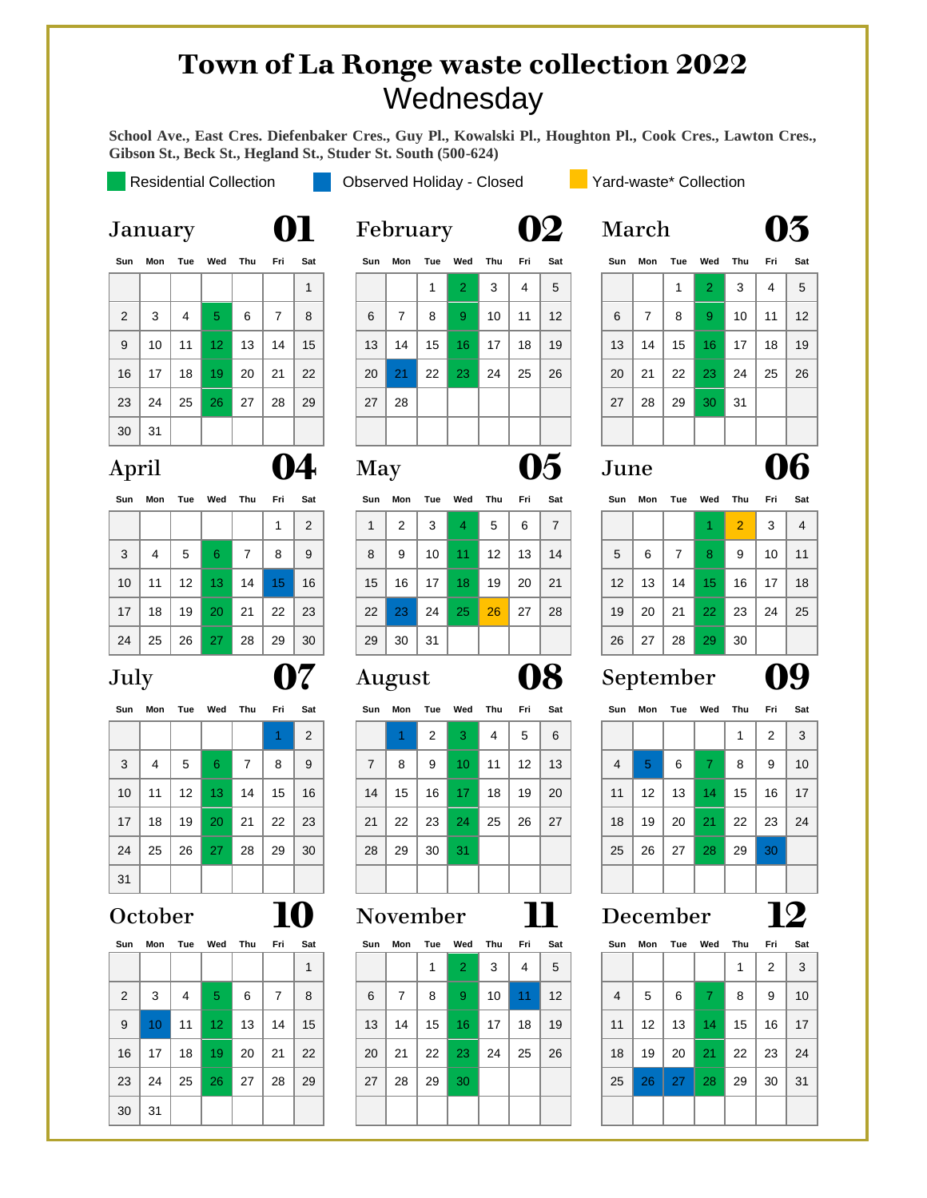# Town of La Ronge waste collection 2022

## Wednesday

**School Ave., East Cres. Diefenbaker Cres., Guy Pl., Kowalski Pl., Houghton Pl., Cook Cres., Lawton Cres., Gibson St., Beck St., Hegland St., Studer St. South (500-624)**

Residential Collection | Observed Holiday - Closed | Yard-waste* Collection

### January 01

| Sun | Mon | Tue | Wed | Thu | Fri | Sat |
|---|---|---|---|---|---|---|
| | | | | | | 1 |
| 2 | 3 | 4 | 5 | 6 | 7 | 8 |
| 9 | 10 | 11 | 12 | 13 | 14 | 15 |
| 16 | 17 | 18 | 19 | 20 | 21 | 22 |
| 23 | 24 | 25 | 26 | 27 | 28 | 29 |
| 30 | 31 | | | | | |

Residential Collection: 5, 12, 19, 26

### February 02

| Sun | Mon | Tue | Wed | Thu | Fri | Sat |
|---|---|---|---|---|---|---|
| | | 1 | 2 | 3 | 4 | 5 |
| 6 | 7 | 8 | 9 | 10 | 11 | 12 |
| 13 | 14 | 15 | 16 | 17 | 18 | 19 |
| 20 | 21 | 22 | 23 | 24 | 25 | 26 |
| 27 | 28 | | | | | |

Residential Collection: 2, 9, 16, 23. Observed Holiday - Closed: 21

### March 03

| Sun | Mon | Tue | Wed | Thu | Fri | Sat |
|---|---|---|---|---|---|---|
| | | 1 | 2 | 3 | 4 | 5 |
| 6 | 7 | 8 | 9 | 10 | 11 | 12 |
| 13 | 14 | 15 | 16 | 17 | 18 | 19 |
| 20 | 21 | 22 | 23 | 24 | 25 | 26 |
| 27 | 28 | 29 | 30 | 31 | | |

Residential Collection: 2, 9, 16, 23, 30

### April 04

| Sun | Mon | Tue | Wed | Thu | Fri | Sat |
|---|---|---|---|---|---|---|
| | | | | | 1 | 2 |
| 3 | 4 | 5 | 6 | 7 | 8 | 9 |
| 10 | 11 | 12 | 13 | 14 | 15 | 16 |
| 17 | 18 | 19 | 20 | 21 | 22 | 23 |
| 24 | 25 | 26 | 27 | 28 | 29 | 30 |

Residential Collection: 6, 13, 20, 27. Observed Holiday - Closed: 15

### May 05

| Sun | Mon | Tue | Wed | Thu | Fri | Sat |
|---|---|---|---|---|---|---|
| 1 | 2 | 3 | 4 | 5 | 6 | 7 |
| 8 | 9 | 10 | 11 | 12 | 13 | 14 |
| 15 | 16 | 17 | 18 | 19 | 20 | 21 |
| 22 | 23 | 24 | 25 | 26 | 27 | 28 |
| 29 | 30 | 31 | | | | |

Residential Collection: 4, 11, 18, 25. Observed Holiday - Closed: 23. Yard-waste* Collection: 26

### June 06

| Sun | Mon | Tue | Wed | Thu | Fri | Sat |
|---|---|---|---|---|---|---|
| | | | 1 | 2 | 3 | 4 |
| 5 | 6 | 7 | 8 | 9 | 10 | 11 |
| 12 | 13 | 14 | 15 | 16 | 17 | 18 |
| 19 | 20 | 21 | 22 | 23 | 24 | 25 |
| 26 | 27 | 28 | 29 | 30 | | |

Residential Collection: 1, 8, 15, 22, 29. Yard-waste* Collection: 2

### July 07

| Sun | Mon | Tue | Wed | Thu | Fri | Sat |
|---|---|---|---|---|---|---|
| | | | | | 1 | 2 |
| 3 | 4 | 5 | 6 | 7 | 8 | 9 |
| 10 | 11 | 12 | 13 | 14 | 15 | 16 |
| 17 | 18 | 19 | 20 | 21 | 22 | 23 |
| 24 | 25 | 26 | 27 | 28 | 29 | 30 |
| 31 | | | | | | |

Residential Collection: 6, 13, 20, 27. Observed Holiday - Closed: 1

### August 08

| Sun | Mon | Tue | Wed | Thu | Fri | Sat |
|---|---|---|---|---|---|---|
| | 1 | 2 | 3 | 4 | 5 | 6 |
| 7 | 8 | 9 | 10 | 11 | 12 | 13 |
| 14 | 15 | 16 | 17 | 18 | 19 | 20 |
| 21 | 22 | 23 | 24 | 25 | 26 | 27 |
| 28 | 29 | 30 | 31 | | | |

Residential Collection: 3, 10, 17, 24, 31. Observed Holiday - Closed: 1

### September 09

| Sun | Mon | Tue | Wed | Thu | Fri | Sat |
|---|---|---|---|---|---|---|
| | | | | 1 | 2 | 3 |
| 4 | 5 | 6 | 7 | 8 | 9 | 10 |
| 11 | 12 | 13 | 14 | 15 | 16 | 17 |
| 18 | 19 | 20 | 21 | 22 | 23 | 24 |
| 25 | 26 | 27 | 28 | 29 | 30 | |

Residential Collection: 7, 14, 21, 28. Observed Holiday - Closed: 5, 30

### October 10

| Sun | Mon | Tue | Wed | Thu | Fri | Sat |
|---|---|---|---|---|---|---|
| | | | | | | 1 |
| 2 | 3 | 4 | 5 | 6 | 7 | 8 |
| 9 | 10 | 11 | 12 | 13 | 14 | 15 |
| 16 | 17 | 18 | 19 | 20 | 21 | 22 |
| 23 | 24 | 25 | 26 | 27 | 28 | 29 |
| 30 | 31 | | | | | |

Residential Collection: 5, 12, 19, 26. Observed Holiday - Closed: 10

### November 11

| Sun | Mon | Tue | Wed | Thu | Fri | Sat |
|---|---|---|---|---|---|---|
| | | 1 | 2 | 3 | 4 | 5 |
| 6 | 7 | 8 | 9 | 10 | 11 | 12 |
| 13 | 14 | 15 | 16 | 17 | 18 | 19 |
| 20 | 21 | 22 | 23 | 24 | 25 | 26 |
| 27 | 28 | 29 | 30 | | | |

Residential Collection: 2, 9, 16, 23, 30. Observed Holiday - Closed: 11

### December 12

| Sun | Mon | Tue | Wed | Thu | Fri | Sat |
|---|---|---|---|---|---|---|
| | | | | 1 | 2 | 3 |
| 4 | 5 | 6 | 7 | 8 | 9 | 10 |
| 11 | 12 | 13 | 14 | 15 | 16 | 17 |
| 18 | 19 | 20 | 21 | 22 | 23 | 24 |
| 25 | 26 | 27 | 28 | 29 | 30 | 31 |

Residential Collection: 7, 14, 21, 28. Observed Holiday - Closed: 26, 27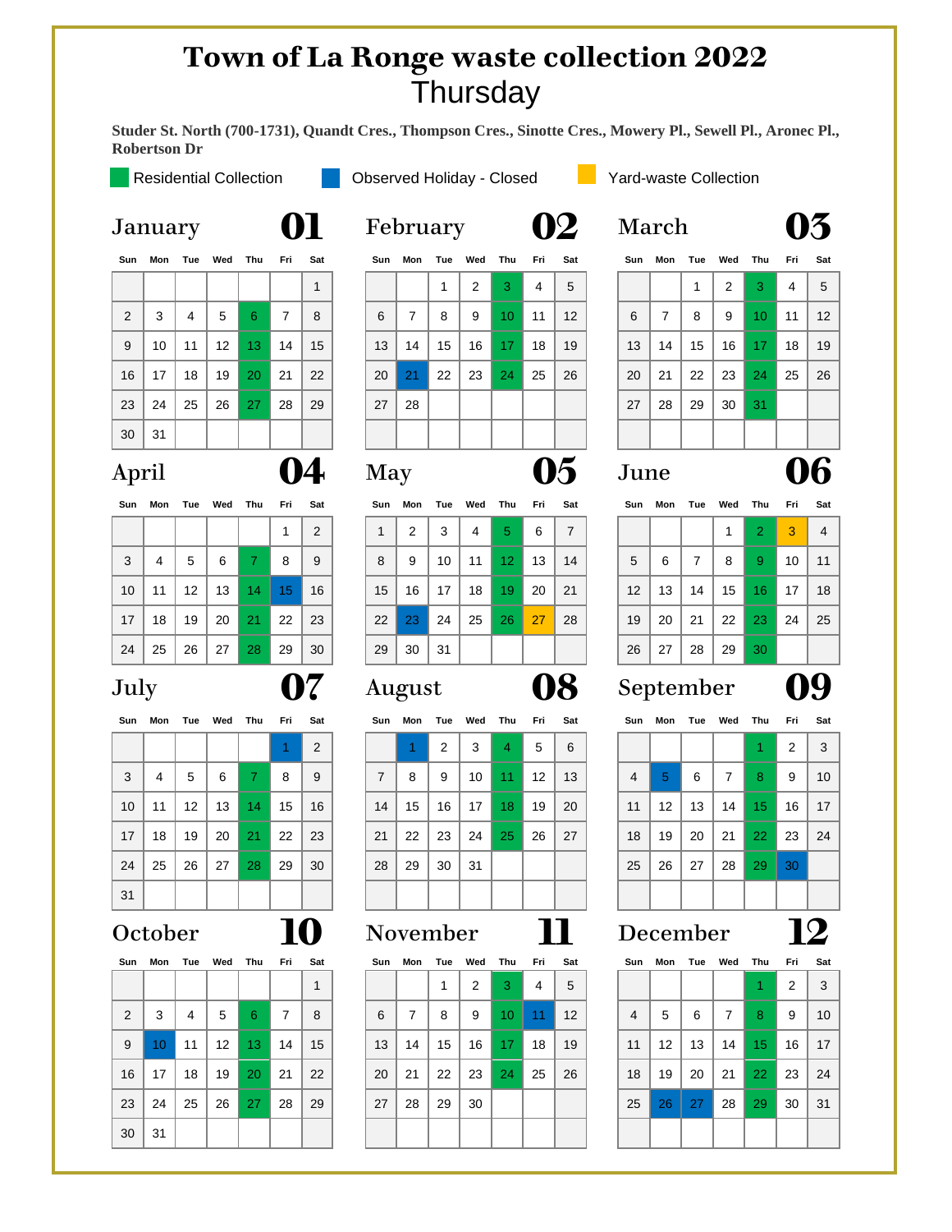# Town of La Ronge waste collection 2022

## Thursday

**Studer St. North (700-1731), Quandt Cres., Thompson Cres., Sinotte Cres., Mowery Pl., Sewell Pl., Aronec Pl., Robertson Dr**

Residential Collection | Observed Holiday - Closed | Yard-waste Collection

### January 01

| Sun | Mon | Tue | Wed | Thu | Fri | Sat |
|---|---|---|---|---|---|---|
| | | | | | | 1 |
| 2 | 3 | 4 | 5 | 6 | 7 | 8 |
| 9 | 10 | 11 | 12 | 13 | 14 | 15 |
| 16 | 17 | 18 | 19 | 20 | 21 | 22 |
| 23 | 24 | 25 | 26 | 27 | 28 | 29 |
| 30 | 31 | | | | | |

Residential Collection: 6, 13, 20, 27

### February 02

| Sun | Mon | Tue | Wed | Thu | Fri | Sat |
|---|---|---|---|---|---|---|
| | | 1 | 2 | 3 | 4 | 5 |
| 6 | 7 | 8 | 9 | 10 | 11 | 12 |
| 13 | 14 | 15 | 16 | 17 | 18 | 19 |
| 20 | 21 | 22 | 23 | 24 | 25 | 26 |
| 27 | 28 | | | | | |

Residential Collection: 3, 10, 17, 24
Observed Holiday - Closed: 21

### March 03

| Sun | Mon | Tue | Wed | Thu | Fri | Sat |
|---|---|---|---|---|---|---|
| | | 1 | 2 | 3 | 4 | 5 |
| 6 | 7 | 8 | 9 | 10 | 11 | 12 |
| 13 | 14 | 15 | 16 | 17 | 18 | 19 |
| 20 | 21 | 22 | 23 | 24 | 25 | 26 |
| 27 | 28 | 29 | 30 | 31 | | |

Residential Collection: 3, 10, 17, 24, 31

### April 04

| Sun | Mon | Tue | Wed | Thu | Fri | Sat |
|---|---|---|---|---|---|---|
| | | | | | 1 | 2 |
| 3 | 4 | 5 | 6 | 7 | 8 | 9 |
| 10 | 11 | 12 | 13 | 14 | 15 | 16 |
| 17 | 18 | 19 | 20 | 21 | 22 | 23 |
| 24 | 25 | 26 | 27 | 28 | 29 | 30 |

Residential Collection: 7, 14, 21, 28
Observed Holiday - Closed: 15

### May 05

| Sun | Mon | Tue | Wed | Thu | Fri | Sat |
|---|---|---|---|---|---|---|
| 1 | 2 | 3 | 4 | 5 | 6 | 7 |
| 8 | 9 | 10 | 11 | 12 | 13 | 14 |
| 15 | 16 | 17 | 18 | 19 | 20 | 21 |
| 22 | 23 | 24 | 25 | 26 | 27 | 28 |
| 29 | 30 | 31 | | | | |

Residential Collection: 5, 12, 19, 26
Observed Holiday - Closed: 23
Yard-waste Collection: 27

### June 06

| Sun | Mon | Tue | Wed | Thu | Fri | Sat |
|---|---|---|---|---|---|---|
| | | | 1 | 2 | 3 | 4 |
| 5 | 6 | 7 | 8 | 9 | 10 | 11 |
| 12 | 13 | 14 | 15 | 16 | 17 | 18 |
| 19 | 20 | 21 | 22 | 23 | 24 | 25 |
| 26 | 27 | 28 | 29 | 30 | | |

Residential Collection: 2, 9, 16, 23, 30
Yard-waste Collection: 3

### July 07

| Sun | Mon | Tue | Wed | Thu | Fri | Sat |
|---|---|---|---|---|---|---|
| | | | | | 1 | 2 |
| 3 | 4 | 5 | 6 | 7 | 8 | 9 |
| 10 | 11 | 12 | 13 | 14 | 15 | 16 |
| 17 | 18 | 19 | 20 | 21 | 22 | 23 |
| 24 | 25 | 26 | 27 | 28 | 29 | 30 |
| 31 | | | | | | |

Residential Collection: 7, 14, 21, 28
Observed Holiday - Closed: 1

### August 08

| Sun | Mon | Tue | Wed | Thu | Fri | Sat |
|---|---|---|---|---|---|---|
| | 1 | 2 | 3 | 4 | 5 | 6 |
| 7 | 8 | 9 | 10 | 11 | 12 | 13 |
| 14 | 15 | 16 | 17 | 18 | 19 | 20 |
| 21 | 22 | 23 | 24 | 25 | 26 | 27 |
| 28 | 29 | 30 | 31 | | | |

Residential Collection: 4, 11, 18, 25
Observed Holiday - Closed: 1

### September 09

| Sun | Mon | Tue | Wed | Thu | Fri | Sat |
|---|---|---|---|---|---|---|
| | | | | 1 | 2 | 3 |
| 4 | 5 | 6 | 7 | 8 | 9 | 10 |
| 11 | 12 | 13 | 14 | 15 | 16 | 17 |
| 18 | 19 | 20 | 21 | 22 | 23 | 24 |
| 25 | 26 | 27 | 28 | 29 | 30 | |

Residential Collection: 1, 8, 15, 22, 29
Observed Holiday - Closed: 5, 30

### October 10

| Sun | Mon | Tue | Wed | Thu | Fri | Sat |
|---|---|---|---|---|---|---|
| | | | | | | 1 |
| 2 | 3 | 4 | 5 | 6 | 7 | 8 |
| 9 | 10 | 11 | 12 | 13 | 14 | 15 |
| 16 | 17 | 18 | 19 | 20 | 21 | 22 |
| 23 | 24 | 25 | 26 | 27 | 28 | 29 |
| 30 | 31 | | | | | |

Residential Collection: 6, 13, 20, 27
Observed Holiday - Closed: 10

### November 11

| Sun | Mon | Tue | Wed | Thu | Fri | Sat |
|---|---|---|---|---|---|---|
| | | 1 | 2 | 3 | 4 | 5 |
| 6 | 7 | 8 | 9 | 10 | 11 | 12 |
| 13 | 14 | 15 | 16 | 17 | 18 | 19 |
| 20 | 21 | 22 | 23 | 24 | 25 | 26 |
| 27 | 28 | 29 | 30 | | | |

Residential Collection: 3, 10, 17, 24
Observed Holiday - Closed: 11

### December 12

| Sun | Mon | Tue | Wed | Thu | Fri | Sat |
|---|---|---|---|---|---|---|
| | | | | 1 | 2 | 3 |
| 4 | 5 | 6 | 7 | 8 | 9 | 10 |
| 11 | 12 | 13 | 14 | 15 | 16 | 17 |
| 18 | 19 | 20 | 21 | 22 | 23 | 24 |
| 25 | 26 | 27 | 28 | 29 | 30 | 31 |

Residential Collection: 1, 8, 15, 22, 29
Observed Holiday - Closed: 26, 27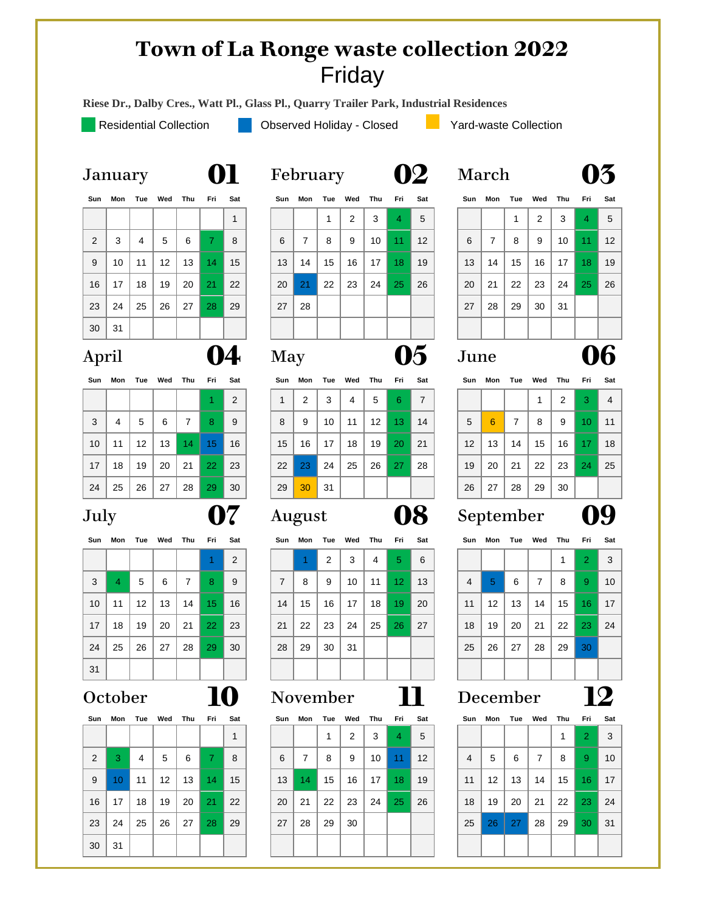# Town of La Ronge waste collection 2022

## Friday

**Riese Dr., Dalby Cres., Watt Pl., Glass Pl., Quarry Trailer Park, Industrial Residences**

Legend (colour-coded on the calendar; marked below as):
- (R) Residential Collection (green)
- (H) Observed Holiday - Closed (blue)
- (Y) Yard-waste Collection (yellow)

### January 01

| Sun | Mon | Tue | Wed | Thu | Fri | Sat |
|---|---|---|---|---|---|---|
| | | | | | | 1 |
| 2 | 3 | 4 | 5 | 6 | 7 (R) | 8 |
| 9 | 10 | 11 | 12 | 13 | 14 (R) | 15 |
| 16 | 17 | 18 | 19 | 20 | 21 (R) | 22 |
| 23 | 24 | 25 | 26 | 27 | 28 (R) | 29 |
| 30 | 31 | | | | | |

### February 02

| Sun | Mon | Tue | Wed | Thu | Fri | Sat |
|---|---|---|---|---|---|---|
| | | 1 | 2 | 3 | 4 (R) | 5 |
| 6 | 7 | 8 | 9 | 10 | 11 (R) | 12 |
| 13 | 14 | 15 | 16 | 17 | 18 (R) | 19 |
| 20 | 21 (H) | 22 | 23 | 24 | 25 (R) | 26 |
| 27 | 28 | | | | | |

### March 03

| Sun | Mon | Tue | Wed | Thu | Fri | Sat |
|---|---|---|---|---|---|---|
| | | 1 | 2 | 3 | 4 (R) | 5 |
| 6 | 7 | 8 | 9 | 10 | 11 (R) | 12 |
| 13 | 14 | 15 | 16 | 17 | 18 (R) | 19 |
| 20 | 21 | 22 | 23 | 24 | 25 (R) | 26 |
| 27 | 28 | 29 | 30 | 31 | | |

### April 04

| Sun | Mon | Tue | Wed | Thu | Fri | Sat |
|---|---|---|---|---|---|---|
| | | | | | 1 (R) | 2 |
| 3 | 4 | 5 | 6 | 7 | 8 (R) | 9 |
| 10 | 11 | 12 | 13 | 14 (R) | 15 (H) | 16 |
| 17 | 18 | 19 | 20 | 21 | 22 (R) | 23 |
| 24 | 25 | 26 | 27 | 28 | 29 (R) | 30 |

### May 05

| Sun | Mon | Tue | Wed | Thu | Fri | Sat |
|---|---|---|---|---|---|---|
| 1 | 2 | 3 | 4 | 5 | 6 (R) | 7 |
| 8 | 9 | 10 | 11 | 12 | 13 (R) | 14 |
| 15 | 16 | 17 | 18 | 19 | 20 (R) | 21 |
| 22 | 23 (H) | 24 | 25 | 26 | 27 (R) | 28 |
| 29 | 30 (Y) | 31 | | | | |

### June 06

| Sun | Mon | Tue | Wed | Thu | Fri | Sat |
|---|---|---|---|---|---|---|
| | | | 1 | 2 | 3 (R) | 4 |
| 5 | 6 (Y) | 7 | 8 | 9 | 10 (R) | 11 |
| 12 | 13 | 14 | 15 | 16 | 17 (R) | 18 |
| 19 | 20 | 21 | 22 | 23 | 24 (R) | 25 |
| 26 | 27 | 28 | 29 | 30 | | |

### July 07

| Sun | Mon | Tue | Wed | Thu | Fri | Sat |
|---|---|---|---|---|---|---|
| | | | | | 1 (H) | 2 |
| 3 | 4 (R) | 5 | 6 | 7 | 8 (R) | 9 |
| 10 | 11 | 12 | 13 | 14 | 15 (R) | 16 |
| 17 | 18 | 19 | 20 | 21 | 22 (R) | 23 |
| 24 | 25 | 26 | 27 | 28 | 29 (R) | 30 |
| 31 | | | | | | |

### August 08

| Sun | Mon | Tue | Wed | Thu | Fri | Sat |
|---|---|---|---|---|---|---|
| | 1 (H) | 2 | 3 | 4 | 5 (R) | 6 |
| 7 | 8 | 9 | 10 | 11 | 12 (R) | 13 |
| 14 | 15 | 16 | 17 | 18 | 19 (R) | 20 |
| 21 | 22 | 23 | 24 | 25 | 26 (R) | 27 |
| 28 | 29 | 30 | 31 | | | |

### September 09

| Sun | Mon | Tue | Wed | Thu | Fri | Sat |
|---|---|---|---|---|---|---|
| | | | | 1 | 2 (R) | 3 |
| 4 | 5 (H) | 6 | 7 | 8 | 9 (R) | 10 |
| 11 | 12 | 13 | 14 | 15 | 16 (R) | 17 |
| 18 | 19 | 20 | 21 | 22 | 23 (R) | 24 |
| 25 | 26 | 27 | 28 | 29 | 30 (H) | |

### October 10

| Sun | Mon | Tue | Wed | Thu | Fri | Sat |
|---|---|---|---|---|---|---|
| | | | | | | 1 |
| 2 | 3 (R) | 4 | 5 | 6 | 7 (R) | 8 |
| 9 | 10 (H) | 11 | 12 | 13 | 14 (R) | 15 |
| 16 | 17 | 18 | 19 | 20 | 21 (R) | 22 |
| 23 | 24 | 25 | 26 | 27 | 28 (R) | 29 |
| 30 | 31 | | | | | |

### November 11

| Sun | Mon | Tue | Wed | Thu | Fri | Sat |
|---|---|---|---|---|---|---|
| | | 1 | 2 | 3 | 4 (R) | 5 |
| 6 | 7 | 8 | 9 | 10 | 11 (H) | 12 |
| 13 | 14 (R) | 15 | 16 | 17 | 18 (R) | 19 |
| 20 | 21 | 22 | 23 | 24 | 25 (R) | 26 |
| 27 | 28 | 29 | 30 | | | |

### December 12

| Sun | Mon | Tue | Wed | Thu | Fri | Sat |
|---|---|---|---|---|---|---|
| | | | | 1 | 2 (R) | 3 |
| 4 | 5 | 6 | 7 | 8 | 9 (R) | 10 |
| 11 | 12 | 13 | 14 | 15 | 16 (R) | 17 |
| 18 | 19 | 20 | 21 | 22 | 23 (R) | 24 |
| 25 | 26 (H) | 27 (H) | 28 | 29 | 30 (R) | 31 |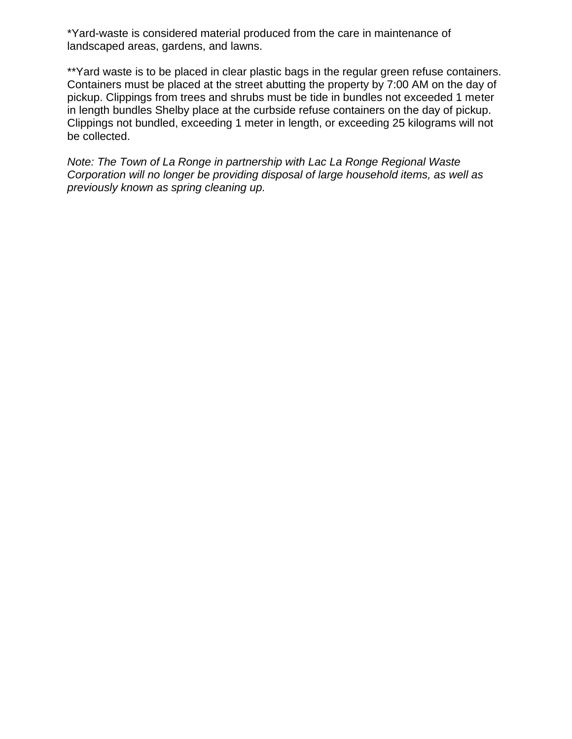*Yard-waste is considered material produced from the care in maintenance of landscaped areas, gardens, and lawns.

**Yard waste is to be placed in clear plastic bags in the regular green refuse containers. Containers must be placed at the street abutting the property by 7:00 AM on the day of pickup. Clippings from trees and shrubs must be tide in bundles not exceeded 1 meter in length bundles Shelby place at the curbside refuse containers on the day of pickup. Clippings not bundled, exceeding 1 meter in length, or exceeding 25 kilograms will not be collected.

*Note: The Town of La Ronge in partnership with Lac La Ronge Regional Waste Corporation will no longer be providing disposal of large household items, as well as previously known as spring cleaning up.*